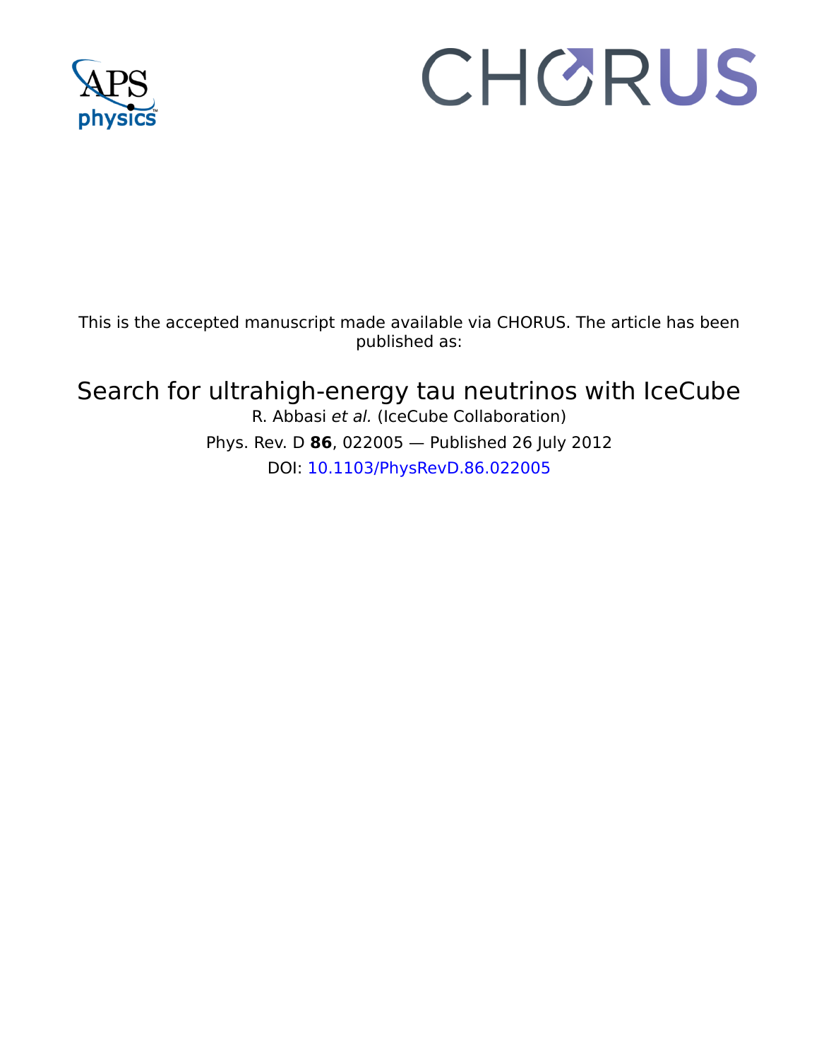This is the accepted manuscript made available via CHORUS. The article has been published as:

# Search for ultrahigh-energy tau neutrinos with IceCube

R. Abbasi *et al.* (IceCube Collaboration)

Phys. Rev. D **86**, 022005 — Published 26 July 2012

DOI: 10.1103/PhysRevD.86.022005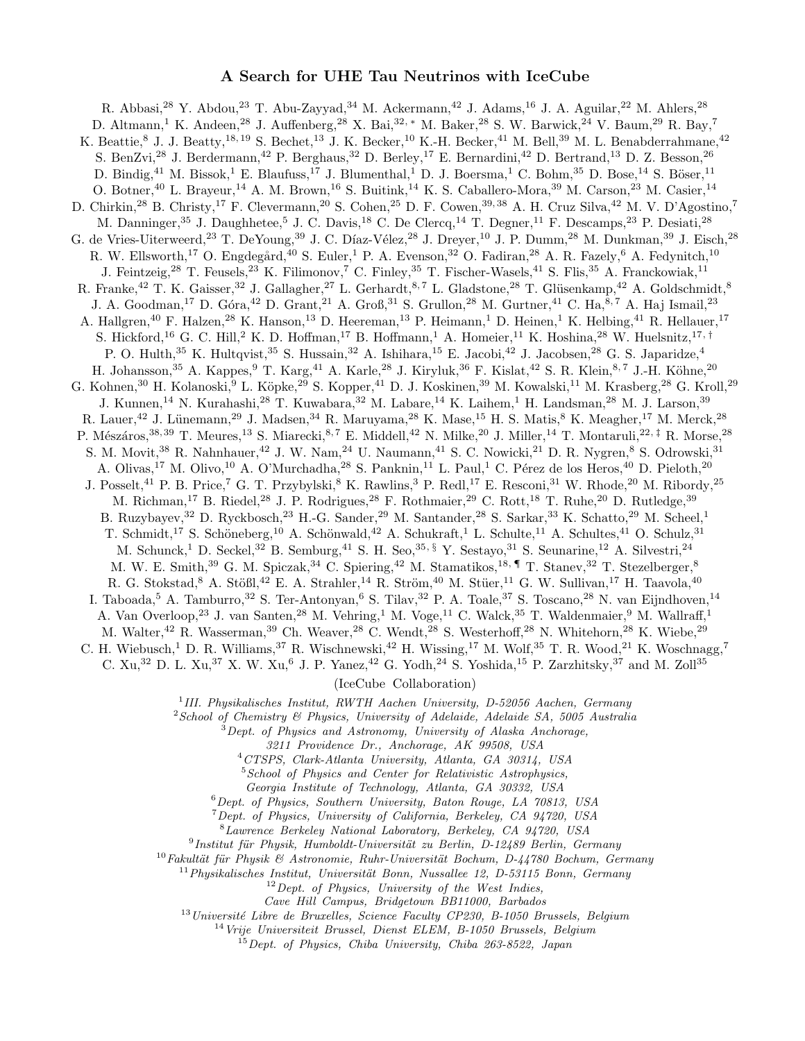# A Search for UHE Tau Neutrinos with IceCube

R. Abbasi,[28] Y. Abdou,[23] T. Abu-Zayyad,[34] M. Ackermann,[42] J. Adams,[16] J. A. Aguilar,[22] M. Ahlers,[28] D. Altmann,[1] K. Andeen,[28] J. Auffenberg,[28] X. Bai,[32,*] M. Baker,[28] S. W. Barwick,[24] V. Baum,[29] R. Bay,[7] K. Beattie,[8] J. J. Beatty,[18,19] S. Bechet,[13] J. K. Becker,[10] K.-H. Becker,[41] M. Bell,[39] M. L. Benabderrahmane,[42] S. BenZvi,[28] J. Berdermann,[42] P. Berghaus,[32] D. Berley,[17] E. Bernardini,[42] D. Bertrand,[13] D. Z. Besson,[26] D. Bindig,[41] M. Bissok,[1] E. Blaufuss,[17] J. Blumenthal,[1] D. J. Boersma,[1] C. Bohm,[35] D. Bose,[14] S. Böser,[11] O. Botner,[40] L. Brayeur,[14] A. M. Brown,[16] S. Buitink,[14] K. S. Caballero-Mora,[39] M. Carson,[23] M. Casier,[14] D. Chirkin,[28] B. Christy,[17] F. Clevermann,[20] S. Cohen,[25] D. F. Cowen,[39,38] A. H. Cruz Silva,[42] M. V. D'Agostino,[7] M. Danninger,[35] J. Daughhetee,[5] J. C. Davis,[18] C. De Clercq,[14] T. Degner,[11] F. Descamps,[23] P. Desiati,[28] G. de Vries-Uiterweerd,[23] T. DeYoung,[39] J. C. Díaz-Vélez,[28] J. Dreyer,[10] J. P. Dumm,[28] M. Dunkman,[39] J. Eisch,[28] R. W. Ellsworth,[17] O. Engdegård,[40] S. Euler,[1] P. A. Evenson,[32] O. Fadiran,[28] A. R. Fazely,[6] A. Fedynitch,[10] J. Feintzeig,[28] T. Feusels,[23] K. Filimonov,[7] C. Finley,[35] T. Fischer-Wasels,[41] S. Flis,[35] A. Franckowiak,[11] R. Franke,[42] T. K. Gaisser,[32] J. Gallagher,[27] L. Gerhardt,[8,7] L. Gladstone,[28] T. Glüsenkamp,[42] A. Goldschmidt,[8] J. A. Goodman,[17] D. Góra,[42] D. Grant,[21] A. Groß,[31] S. Grullon,[28] M. Gurtner,[41] C. Ha,[8,7] A. Haj Ismail,[23] A. Hallgren,[40] F. Halzen,[28] K. Hanson,[13] D. Heereman,[13] P. Heimann,[1] D. Heinen,[1] K. Helbing,[41] R. Hellauer,[17] S. Hickford,[16] G. C. Hill,[2] K. D. Hoffman,[17] B. Hoffmann,[1] A. Homeier,[11] K. Hoshina,[28] W. Huelsnitz,[17,†] P. O. Hulth,[35] K. Hultqvist,[35] S. Hussain,[32] A. Ishihara,[15] E. Jacobi,[42] J. Jacobsen,[28] G. S. Japaridze,[4] H. Johansson,[35] A. Kappes,[9] T. Karg,[41] A. Karle,[28] J. Kiryluk,[36] F. Kislat,[42] S. R. Klein,[8,7] J.-H. Köhne,[20] G. Kohnen,[30] H. Kolanoski,[9] L. Köpke,[29] S. Kopper,[41] D. J. Koskinen,[39] M. Kowalski,[11] M. Krasberg,[28] G. Kroll,[29] J. Kunnen,[14] N. Kurahashi,[28] T. Kuwabara,[32] M. Labare,[14] K. Laihem,[1] H. Landsman,[28] M. J. Larson,[39] R. Lauer,[42] J. Lünemann,[29] J. Madsen,[34] R. Maruyama,[28] K. Mase,[15] H. S. Matis,[8] K. Meagher,[17] M. Merck,[28] P. Mészáros,[38,39] T. Meures,[13] S. Miarecki,[8,7] E. Middell,[42] N. Milke,[20] J. Miller,[14] T. Montaruli,[22,‡] R. Morse,[28] S. M. Movit,[38] R. Nahnhauer,[42] J. W. Nam,[24] U. Naumann,[41] S. C. Nowicki,[21] D. R. Nygren,[8] S. Odrowski,[31] A. Olivas,[17] M. Olivo,[10] A. O'Murchadha,[28] S. Panknin,[11] L. Paul,[1] C. Pérez de los Heros,[40] D. Pieloth,[20] J. Posselt,[41] P. B. Price,[7] G. T. Przybylski,[8] K. Rawlins,[3] P. Redl,[17] E. Resconi,[31] W. Rhode,[20] M. Ribordy,[25] M. Richman,[17] B. Riedel,[28] J. P. Rodrigues,[28] F. Rothmaier,[29] C. Rott,[18] T. Ruhe,[20] D. Rutledge,[39] B. Ruzybayev,[32] D. Ryckbosch,[23] H.-G. Sander,[29] M. Santander,[28] S. Sarkar,[33] K. Schatto,[29] M. Scheel,[1] T. Schmidt,[17] S. Schöneberg,[10] A. Schönwald,[42] A. Schukraft,[1] L. Schulte,[11] A. Schultes,[41] O. Schulz,[31] M. Schunck,[1] D. Seckel,[32] B. Semburg,[41] S. H. Seo,[35,§] Y. Sestayo,[31] S. Seunarine,[12] A. Silvestri,[24] M. W. E. Smith,[39] G. M. Spiczak,[34] C. Spiering,[42] M. Stamatikos,[18,¶] T. Stanev,[32] T. Stezelberger,[8] R. G. Stokstad,[8] A. Stößl,[42] E. A. Strahler,[14] R. Ström,[40] M. Stüer,[11] G. W. Sullivan,[17] H. Taavola,[40] I. Taboada,[5] A. Tamburro,[32] S. Ter-Antonyan,[6] S. Tilav,[32] P. A. Toale,[37] S. Toscano,[28] N. van Eijndhoven,[14] A. Van Overloop,[23] J. van Santen,[28] M. Vehring,[1] M. Voge,[11] C. Walck,[35] T. Waldenmaier,[9] M. Wallraff,[1] M. Walter,[42] R. Wasserman,[39] Ch. Weaver,[28] C. Wendt,[28] S. Westerhoff,[28] N. Whitehorn,[28] K. Wiebe,[29] C. H. Wiebusch,[1] D. R. Williams,[37] R. Wischnewski,[42] H. Wissing,[17] M. Wolf,[35] T. R. Wood,[21] K. Woschnagg,[7] C. Xu,[32] D. L. Xu,[37] X. W. Xu,[6] J. P. Yanez,[42] G. Yodh,[24] S. Yoshida,[15] P. Zarzhitsky,[37] and M. Zoll[35]

(IceCube Collaboration)

[1] *III. Physikalisches Institut, RWTH Aachen University, D-52056 Aachen, Germany*
[2] *School of Chemistry & Physics, University of Adelaide, Adelaide SA, 5005 Australia*
[3] *Dept. of Physics and Astronomy, University of Alaska Anchorage, 3211 Providence Dr., Anchorage, AK 99508, USA*
[4] *CTSPS, Clark-Atlanta University, Atlanta, GA 30314, USA*
[5] *School of Physics and Center for Relativistic Astrophysics, Georgia Institute of Technology, Atlanta, GA 30332, USA*
[6] *Dept. of Physics, Southern University, Baton Rouge, LA 70813, USA*
[7] *Dept. of Physics, University of California, Berkeley, CA 94720, USA*
[8] *Lawrence Berkeley National Laboratory, Berkeley, CA 94720, USA*
[9] *Institut für Physik, Humboldt-Universität zu Berlin, D-12489 Berlin, Germany*
[10] *Fakultät für Physik & Astronomie, Ruhr-Universität Bochum, D-44780 Bochum, Germany*
[11] *Physikalisches Institut, Universität Bonn, Nussallee 12, D-53115 Bonn, Germany*
[12] *Dept. of Physics, University of the West Indies, Cave Hill Campus, Bridgetown BB11000, Barbados*
[13] *Université Libre de Bruxelles, Science Faculty CP230, B-1050 Brussels, Belgium*
[14] *Vrije Universiteit Brussel, Dienst ELEM, B-1050 Brussels, Belgium*
[15] *Dept. of Physics, Chiba University, Chiba 263-8522, Japan*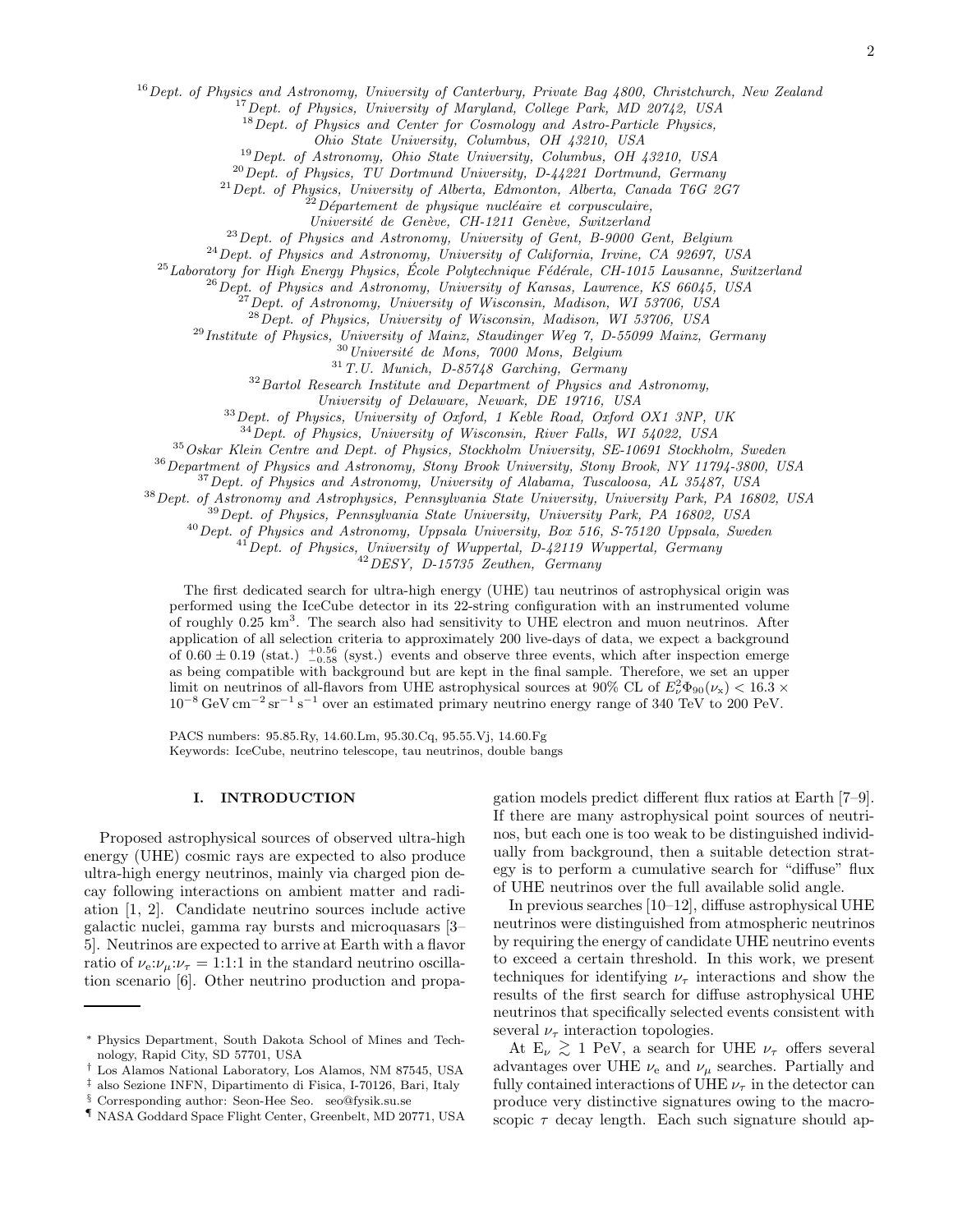[16] Dept. of Physics and Astronomy, University of Canterbury, Private Bag 4800, Christchurch, New Zealand
[17] Dept. of Physics, University of Maryland, College Park, MD 20742, USA
[18] Dept. of Physics and Center for Cosmology and Astro-Particle Physics, Ohio State University, Columbus, OH 43210, USA
[19] Dept. of Astronomy, Ohio State University, Columbus, OH 43210, USA
[20] Dept. of Physics, TU Dortmund University, D-44221 Dortmund, Germany
[21] Dept. of Physics, University of Alberta, Edmonton, Alberta, Canada T6G 2G7
[22] Département de physique nucléaire et corpusculaire, Université de Genève, CH-1211 Genève, Switzerland
[23] Dept. of Physics and Astronomy, University of Gent, B-9000 Gent, Belgium
[24] Dept. of Physics and Astronomy, University of California, Irvine, CA 92697, USA
[25] Laboratory for High Energy Physics, École Polytechnique Fédérale, CH-1015 Lausanne, Switzerland
[26] Dept. of Physics and Astronomy, University of Kansas, Lawrence, KS 66045, USA
[27] Dept. of Astronomy, University of Wisconsin, Madison, WI 53706, USA
[28] Dept. of Physics, University of Wisconsin, Madison, WI 53706, USA
[29] Institute of Physics, University of Mainz, Staudinger Weg 7, D-55099 Mainz, Germany
[30] Université de Mons, 7000 Mons, Belgium
[31] T.U. Munich, D-85748 Garching, Germany
[32] Bartol Research Institute and Department of Physics and Astronomy, University of Delaware, Newark, DE 19716, USA
[33] Dept. of Physics, University of Oxford, 1 Keble Road, Oxford OX1 3NP, UK
[34] Dept. of Physics, University of Wisconsin, River Falls, WI 54022, USA
[35] Oskar Klein Centre and Dept. of Physics, Stockholm University, SE-10691 Stockholm, Sweden
[36] Department of Physics and Astronomy, Stony Brook University, Stony Brook, NY 11794-3800, USA
[37] Dept. of Physics and Astronomy, University of Alabama, Tuscaloosa, AL 35487, USA
[38] Dept. of Astronomy and Astrophysics, Pennsylvania State University, University Park, PA 16802, USA
[39] Dept. of Physics, Pennsylvania State University, University Park, PA 16802, USA
[40] Dept. of Physics and Astronomy, Uppsala University, Box 516, S-75120 Uppsala, Sweden
[41] Dept. of Physics, University of Wuppertal, D-42119 Wuppertal, Germany
[42] DESY, D-15735 Zeuthen, Germany

The first dedicated search for ultra-high energy (UHE) tau neutrinos of astrophysical origin was performed using the IceCube detector in its 22-string configuration with an instrumented volume of roughly 0.25 km$^3$. The search also had sensitivity to UHE electron and muon neutrinos. After application of all selection criteria to approximately 200 live-days of data, we expect a background of $0.60 \pm 0.19$ (stat.) $^{+0.56}_{-0.58}$ (syst.) events and observe three events, which after inspection emerge as being compatible with background but are kept in the final sample. Therefore, we set an upper limit on neutrinos of all-flavors from UHE astrophysical sources at 90% CL of $E_\nu^2 \Phi_{90}(\nu_x) < 16.3 \times 10^{-8}\,\mathrm{GeV\,cm^{-2}\,sr^{-1}\,s^{-1}}$ over an estimated primary neutrino energy range of 340 TeV to 200 PeV.

PACS numbers: 95.85.Ry, 14.60.Lm, 95.30.Cq, 95.55.Vj, 14.60.Fg
Keywords: IceCube, neutrino telescope, tau neutrinos, double bangs

## I. INTRODUCTION

Proposed astrophysical sources of observed ultra-high energy (UHE) cosmic rays are expected to also produce ultra-high energy neutrinos, mainly via charged pion decay following interactions on ambient matter and radiation [1, 2]. Candidate neutrino sources include active galactic nuclei, gamma ray bursts and microquasars [3–5]. Neutrinos are expected to arrive at Earth with a flavor ratio of $\nu_e$:$\nu_\mu$:$\nu_\tau$ = 1:1:1 in the standard neutrino oscillation scenario [6]. Other neutrino production and propagation models predict different flux ratios at Earth [7–9]. If there are many astrophysical point sources of neutrinos, but each one is too weak to be distinguished individually from background, then a suitable detection strategy is to perform a cumulative search for "diffuse" flux of UHE neutrinos over the full available solid angle.

In previous searches [10–12], diffuse astrophysical UHE neutrinos were distinguished from atmospheric neutrinos by requiring the energy of candidate UHE neutrino events to exceed a certain threshold. In this work, we present techniques for identifying $\nu_\tau$ interactions and show the results of the first search for diffuse astrophysical UHE neutrinos that specifically selected events consistent with several $\nu_\tau$ interaction topologies.

At $E_\nu \gtrsim 1$ PeV, a search for UHE $\nu_\tau$ offers several advantages over UHE $\nu_e$ and $\nu_\mu$ searches. Partially and fully contained interactions of UHE $\nu_\tau$ in the detector can produce very distinctive signatures owing to the macroscopic $\tau$ decay length. Each such signature should ap-

---

* Physics Department, South Dakota School of Mines and Technology, Rapid City, SD 57701, USA
† Los Alamos National Laboratory, Los Alamos, NM 87545, USA
‡ also Sezione INFN, Dipartimento di Fisica, I-70126, Bari, Italy
§ Corresponding author: Seon-Hee Seo. seo@fysik.su.se
¶ NASA Goddard Space Flight Center, Greenbelt, MD 20771, USA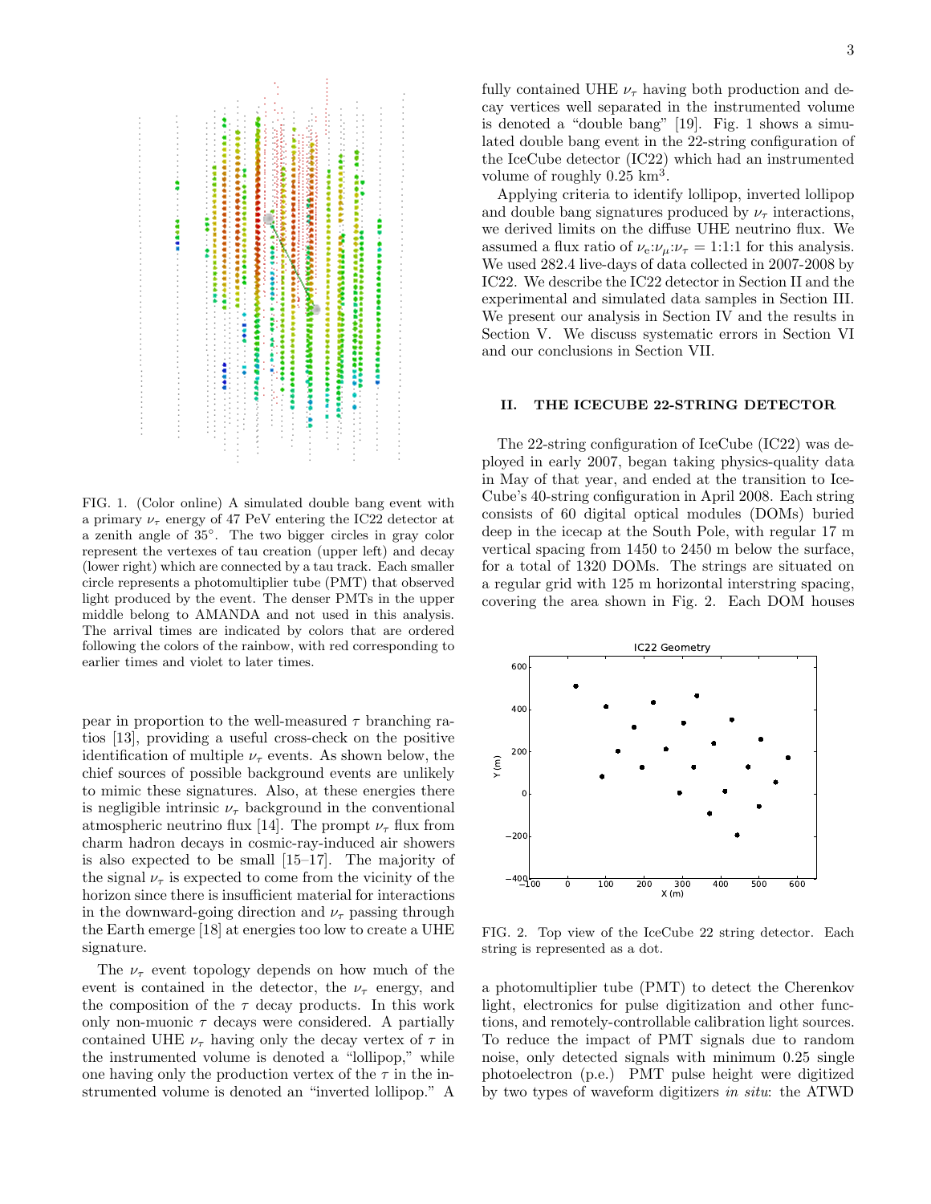FIG. 1. (Color online) A simulated double bang event with a primary $\nu_\tau$ energy of 47 PeV entering the IC22 detector at a zenith angle of 35°. The two bigger circles in gray color represent the vertexes of tau creation (upper left) and decay (lower right) which are connected by a tau track. Each smaller circle represents a photomultiplier tube (PMT) that observed light produced by the event. The denser PMTs in the upper middle belong to AMANDA and not used in this analysis. The arrival times are indicated by colors that are ordered following the colors of the rainbow, with red corresponding to earlier times and violet to later times.

pear in proportion to the well-measured $\tau$ branching ratios [13], providing a useful cross-check on the positive identification of multiple $\nu_\tau$ events. As shown below, the chief sources of possible background events are unlikely to mimic these signatures. Also, at these energies there is negligible intrinsic $\nu_\tau$ background in the conventional atmospheric neutrino flux [14]. The prompt $\nu_\tau$ flux from charm hadron decays in cosmic-ray-induced air showers is also expected to be small [15–17]. The majority of the signal $\nu_\tau$ is expected to come from the vicinity of the horizon since there is insufficient material for interactions in the downward-going direction and $\nu_\tau$ passing through the Earth emerge [18] at energies too low to create a UHE signature.

The $\nu_\tau$ event topology depends on how much of the event is contained in the detector, the $\nu_\tau$ energy, and the composition of the $\tau$ decay products. In this work only non-muonic $\tau$ decays were considered. A partially contained UHE $\nu_\tau$ having only the decay vertex of $\tau$ in the instrumented volume is denoted a "lollipop," while one having only the production vertex of the $\tau$ in the instrumented volume is denoted an "inverted lollipop." A fully contained UHE $\nu_\tau$ having both production and decay vertices well separated in the instrumented volume is denoted a "double bang" [19]. Fig. 1 shows a simulated double bang event in the 22-string configuration of the IceCube detector (IC22) which had an instrumented volume of roughly 0.25 km$^3$.

Applying criteria to identify lollipop, inverted lollipop and double bang signatures produced by $\nu_\tau$ interactions, we derived limits on the diffuse UHE neutrino flux. We assumed a flux ratio of $\nu_e$:$\nu_\mu$:$\nu_\tau$ = 1:1:1 for this analysis. We used 282.4 live-days of data collected in 2007-2008 by IC22. We describe the IC22 detector in Section II and the experimental and simulated data samples in Section III. We present our analysis in Section IV and the results in Section V. We discuss systematic errors in Section VI and our conclusions in Section VII.

## II. THE ICECUBE 22-STRING DETECTOR

The 22-string configuration of IceCube (IC22) was deployed in early 2007, began taking physics-quality data in May of that year, and ended at the transition to IceCube's 40-string configuration in April 2008. Each string consists of 60 digital optical modules (DOMs) buried deep in the icecap at the South Pole, with regular 17 m vertical spacing from 1450 to 2450 m below the surface, for a total of 1320 DOMs. The strings are situated on a regular grid with 125 m horizontal interstring spacing, covering the area shown in Fig. 2. Each DOM houses a photomultiplier tube (PMT) to detect the Cherenkov light, electronics for pulse digitization and other functions, and remotely-controllable calibration light sources. To reduce the impact of PMT signals due to random noise, only detected signals with minimum 0.25 single photoelectron (p.e.) PMT pulse height were digitized by two types of waveform digitizers *in situ*: the ATWD

FIG. 2. Top view of the IceCube 22 string detector. Each string is represented as a dot.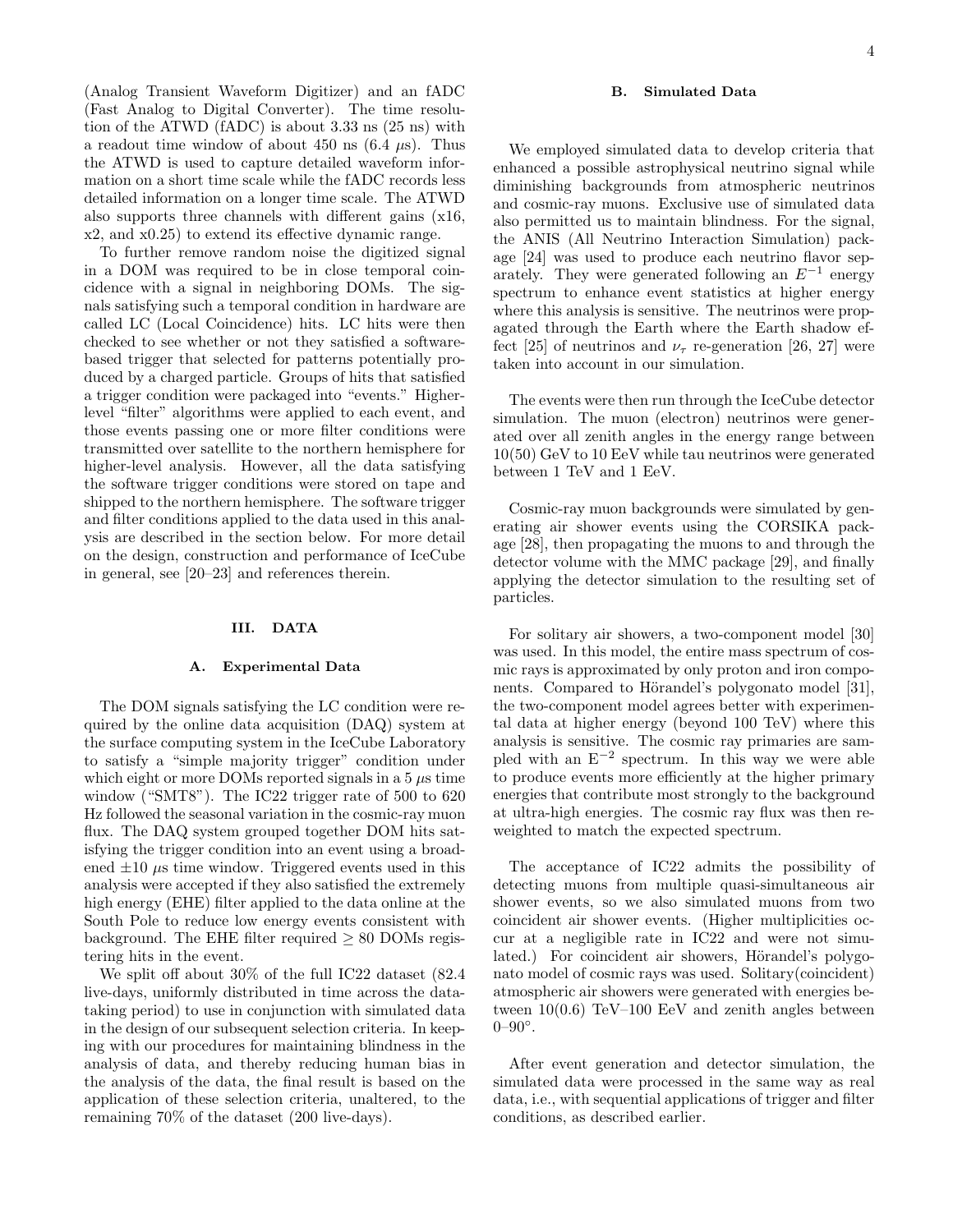(Analog Transient Waveform Digitizer) and an fADC (Fast Analog to Digital Converter). The time resolution of the ATWD (fADC) is about 3.33 ns (25 ns) with a readout time window of about 450 ns (6.4 $\mu$s). Thus the ATWD is used to capture detailed waveform information on a short time scale while the fADC records less detailed information on a longer time scale. The ATWD also supports three channels with different gains (x16, x2, and x0.25) to extend its effective dynamic range.

To further remove random noise the digitized signal in a DOM was required to be in close temporal coincidence with a signal in neighboring DOMs. The signals satisfying such a temporal condition in hardware are called LC (Local Coincidence) hits. LC hits were then checked to see whether or not they satisfied a software-based trigger that selected for patterns potentially produced by a charged particle. Groups of hits that satisfied a trigger condition were packaged into "events." Higher-level "filter" algorithms were applied to each event, and those events passing one or more filter conditions were transmitted over satellite to the northern hemisphere for higher-level analysis. However, all the data satisfying the software trigger conditions were stored on tape and shipped to the northern hemisphere. The software trigger and filter conditions applied to the data used in this analysis are described in the section below. For more detail on the design, construction and performance of IceCube in general, see [20–23] and references therein.

## III. DATA

### A. Experimental Data

The DOM signals satisfying the LC condition were required by the online data acquisition (DAQ) system at the surface computing system in the IceCube Laboratory to satisfy a "simple majority trigger" condition under which eight or more DOMs reported signals in a 5 $\mu$s time window ("SMT8"). The IC22 trigger rate of 500 to 620 Hz followed the seasonal variation in the cosmic-ray muon flux. The DAQ system grouped together DOM hits satisfying the trigger condition into an event using a broadened $\pm 10$ $\mu$s time window. Triggered events used in this analysis were accepted if they also satisfied the extremely high energy (EHE) filter applied to the data online at the South Pole to reduce low energy events consistent with background. The EHE filter required $\geq 80$ DOMs registering hits in the event.

We split off about 30% of the full IC22 dataset (82.4 live-days, uniformly distributed in time across the data-taking period) to use in conjunction with simulated data in the design of our subsequent selection criteria. In keeping with our procedures for maintaining blindness in the analysis of data, and thereby reducing human bias in the analysis of the data, the final result is based on the application of these selection criteria, unaltered, to the remaining 70% of the dataset (200 live-days).

### B. Simulated Data

We employed simulated data to develop criteria that enhanced a possible astrophysical neutrino signal while diminishing backgrounds from atmospheric neutrinos and cosmic-ray muons. Exclusive use of simulated data also permitted us to maintain blindness. For the signal, the ANIS (All Neutrino Interaction Simulation) package [24] was used to produce each neutrino flavor separately. They were generated following an $E^{-1}$ energy spectrum to enhance event statistics at higher energy where this analysis is sensitive. The neutrinos were propagated through the Earth where the Earth shadow effect [25] of neutrinos and $\nu_\tau$ re-generation [26, 27] were taken into account in our simulation.

The events were then run through the IceCube detector simulation. The muon (electron) neutrinos were generated over all zenith angles in the energy range between 10(50) GeV to 10 EeV while tau neutrinos were generated between 1 TeV and 1 EeV.

Cosmic-ray muon backgrounds were simulated by generating air shower events using the CORSIKA package [28], then propagating the muons to and through the detector volume with the MMC package [29], and finally applying the detector simulation to the resulting set of particles.

For solitary air showers, a two-component model [30] was used. In this model, the entire mass spectrum of cosmic rays is approximated by only proton and iron components. Compared to Hörandel's polygonato model [31], the two-component model agrees better with experimental data at higher energy (beyond 100 TeV) where this analysis is sensitive. The cosmic ray primaries are sampled with an $E^{-2}$ spectrum. In this way we were able to produce events more efficiently at the higher primary energies that contribute most strongly to the background at ultra-high energies. The cosmic ray flux was then reweighted to match the expected spectrum.

The acceptance of IC22 admits the possibility of detecting muons from multiple quasi-simultaneous air shower events, so we also simulated muons from two coincident air shower events. (Higher multiplicities occur at a negligible rate in IC22 and were not simulated.) For coincident air showers, Hörandel's polygonato model of cosmic rays was used. Solitary(coincident) atmospheric air showers were generated with energies between 10(0.6) TeV–100 EeV and zenith angles between 0–90°.

After event generation and detector simulation, the simulated data were processed in the same way as real data, i.e., with sequential applications of trigger and filter conditions, as described earlier.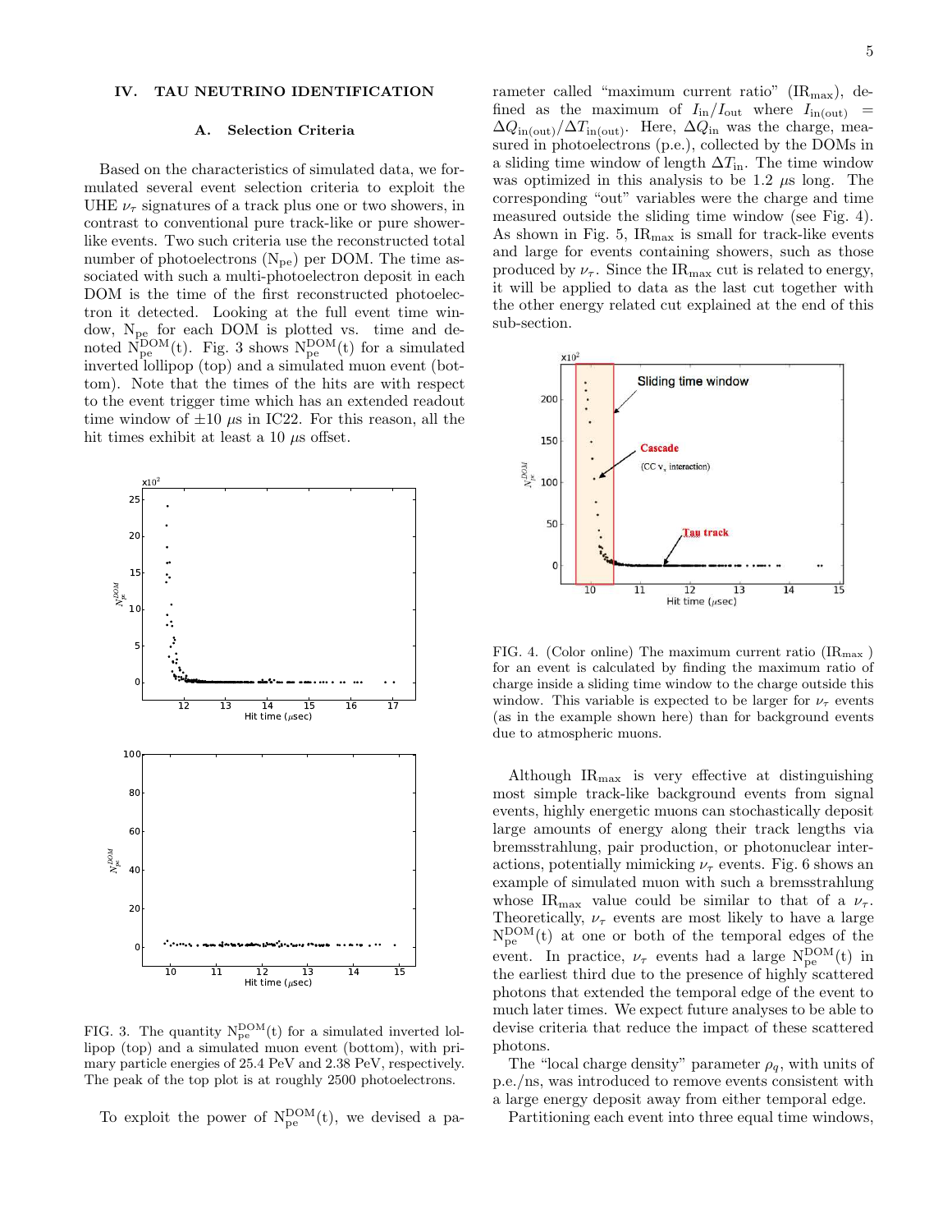## IV. TAU NEUTRINO IDENTIFICATION

### A. Selection Criteria

Based on the characteristics of simulated data, we formulated several event selection criteria to exploit the UHE $\nu_\tau$ signatures of a track plus one or two showers, in contrast to conventional pure track-like or pure shower-like events. Two such criteria use the reconstructed total number of photoelectrons ($N_{pe}$) per DOM. The time associated with such a multi-photoelectron deposit in each DOM is the time of the first reconstructed photoelectron it detected. Looking at the full event time window, $N_{pe}$ for each DOM is plotted vs. time and denoted $N_{pe}^{DOM}(t)$. Fig. 3 shows $N_{pe}^{DOM}(t)$ for a simulated inverted lollipop (top) and a simulated muon event (bottom). Note that the times of the hits are with respect to the event trigger time which has an extended readout time window of $\pm 10$ $\mu$s in IC22. For this reason, all the hit times exhibit at least a 10 $\mu$s offset.

FIG. 3. The quantity $N_{pe}^{DOM}(t)$ for a simulated inverted lollipop (top) and a simulated muon event (bottom), with primary particle energies of 25.4 PeV and 2.38 PeV, respectively. The peak of the top plot is at roughly 2500 photoelectrons.

To exploit the power of $N_{pe}^{DOM}(t)$, we devised a parameter called "maximum current ratio" ($IR_{max}$), defined as the maximum of $I_{in}/I_{out}$ where $I_{in(out)} = \Delta Q_{in(out)}/\Delta T_{in(out)}$. Here, $\Delta Q_{in}$ was the charge, measured in photoelectrons (p.e.), collected by the DOMs in a sliding time window of length $\Delta T_{in}$. The time window was optimized in this analysis to be 1.2 $\mu$s long. The corresponding "out" variables were the charge and time measured outside the sliding time window (see Fig. 4). As shown in Fig. 5, $IR_{max}$ is small for track-like events and large for events containing showers, such as those produced by $\nu_\tau$. Since the $IR_{max}$ cut is related to energy, it will be applied to data as the last cut together with the other energy related cut explained at the end of this sub-section.

FIG. 4. (Color online) The maximum current ratio ($IR_{max}$) for an event is calculated by finding the maximum ratio of charge inside a sliding time window to the charge outside this window. This variable is expected to be larger for $\nu_\tau$ events (as in the example shown here) than for background events due to atmospheric muons.

Although $IR_{max}$ is very effective at distinguishing most simple track-like background events from signal events, highly energetic muons can stochastically deposit large amounts of energy along their track lengths via bremsstrahlung, pair production, or photonuclear interactions, potentially mimicking $\nu_\tau$ events. Fig. 6 shows an example of simulated muon with such a bremsstrahlung whose $IR_{max}$ value could be similar to that of a $\nu_\tau$. Theoretically, $\nu_\tau$ events are most likely to have a large $N_{pe}^{DOM}(t)$ at one or both of the temporal edges of the event. In practice, $\nu_\tau$ events had a large $N_{pe}^{DOM}(t)$ in the earliest third due to the presence of highly scattered photons that extended the temporal edge of the event to much later times. We expect future analyses to be able to devise criteria that reduce the impact of these scattered photons.

The "local charge density" parameter $\rho_q$, with units of p.e./ns, was introduced to remove events consistent with a large energy deposit away from either temporal edge.

Partitioning each event into three equal time windows,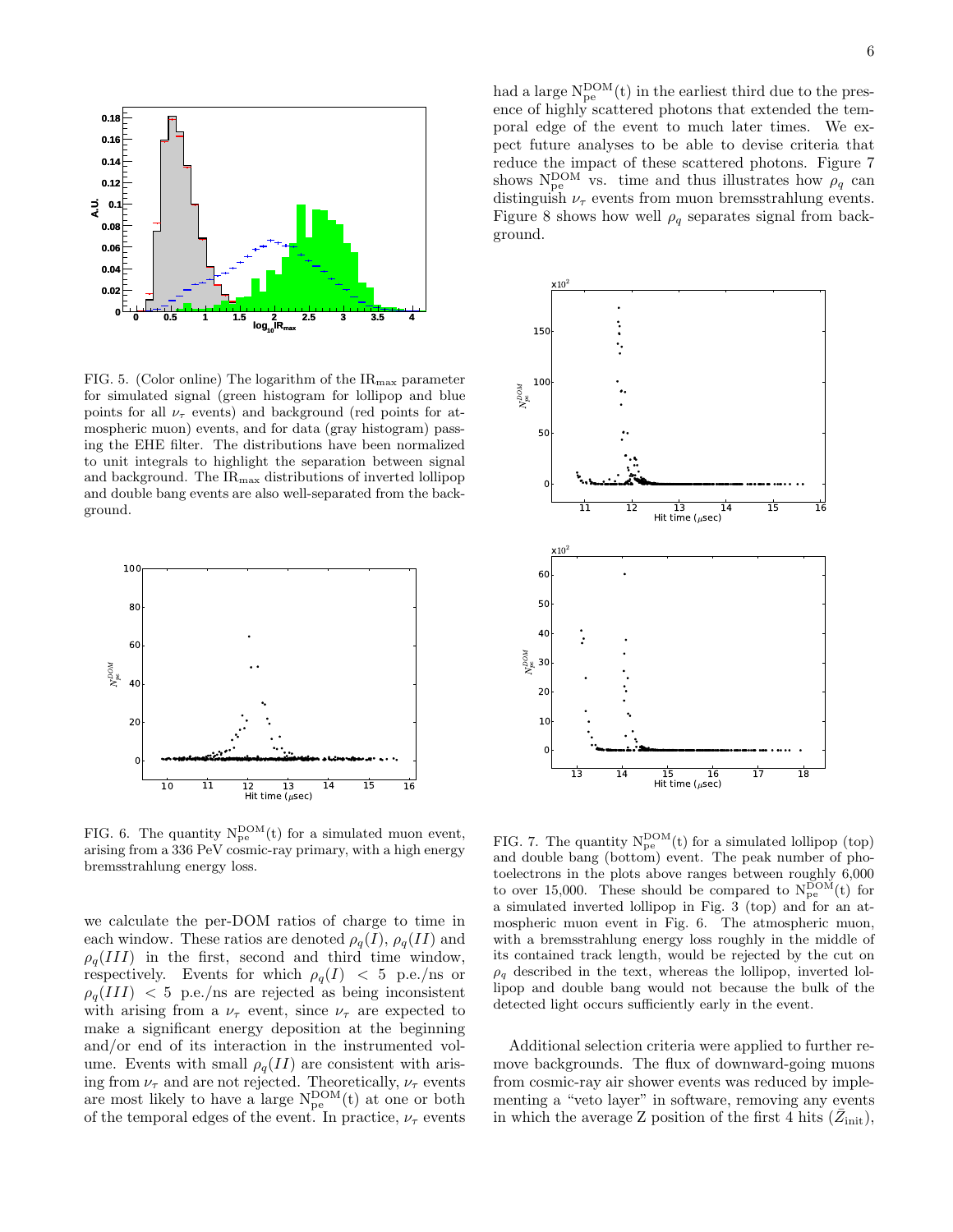FIG. 5. (Color online) The logarithm of the $\mathrm{IR}_{\max}$ parameter for simulated signal (green histogram for lollipop and blue points for all $\nu_\tau$ events) and background (red points for atmospheric muon) events, and for data (gray histogram) passing the EHE filter. The distributions have been normalized to unit integrals to highlight the separation between signal and background. The $\mathrm{IR}_{\max}$ distributions of inverted lollipop and double bang events are also well-separated from the background.

FIG. 6. The quantity $\mathrm{N}_{\mathrm{pe}}^{\mathrm{DOM}}(\mathrm{t})$ for a simulated muon event, arising from a 336 PeV cosmic-ray primary, with a high energy bremsstrahlung energy loss.

we calculate the per-DOM ratios of charge to time in each window. These ratios are denoted $\rho_q(I)$, $\rho_q(II)$ and $\rho_q(III)$ in the first, second and third time window, respectively. Events for which $\rho_q(I) < 5$ p.e./ns or $\rho_q(III) < 5$ p.e./ns are rejected as being inconsistent with arising from a $\nu_\tau$ event, since $\nu_\tau$ are expected to make a significant energy deposition at the beginning and/or end of its interaction in the instrumented volume. Events with small $\rho_q(II)$ are consistent with arising from $\nu_\tau$ and are not rejected. Theoretically, $\nu_\tau$ events are most likely to have a large $\mathrm{N}_{\mathrm{pe}}^{\mathrm{DOM}}(\mathrm{t})$ at one or both of the temporal edges of the event. In practice, $\nu_\tau$ events had a large $\mathrm{N}_{\mathrm{pe}}^{\mathrm{DOM}}(\mathrm{t})$ in the earliest third due to the presence of highly scattered photons that extended the temporal edge of the event to much later times. We expect future analyses to be able to devise criteria that reduce the impact of these scattered photons. Figure 7 shows $\mathrm{N}_{\mathrm{pe}}^{\mathrm{DOM}}$ vs. time and thus illustrates how $\rho_q$ can distinguish $\nu_\tau$ events from muon bremsstrahlung events. Figure 8 shows how well $\rho_q$ separates signal from background.

FIG. 7. The quantity $\mathrm{N}_{\mathrm{pe}}^{\mathrm{DOM}}(\mathrm{t})$ for a simulated lollipop (top) and double bang (bottom) event. The peak number of photoelectrons in the plots above ranges between roughly 6,000 to over 15,000. These should be compared to $\mathrm{N}_{\mathrm{pe}}^{\mathrm{DOM}}(\mathrm{t})$ for a simulated inverted lollipop in Fig. 3 (top) and for an atmospheric muon event in Fig. 6. The atmospheric muon, with a bremsstrahlung energy loss roughly in the middle of its contained track length, would be rejected by the cut on $\rho_q$ described in the text, whereas the lollipop, inverted lollipop and double bang would not because the bulk of the detected light occurs sufficiently early in the event.

Additional selection criteria were applied to further remove backgrounds. The flux of downward-going muons from cosmic-ray air shower events was reduced by implementing a "veto layer" in software, removing any events in which the average Z position of the first 4 hits ($\bar{Z}_{\mathrm{init}}$),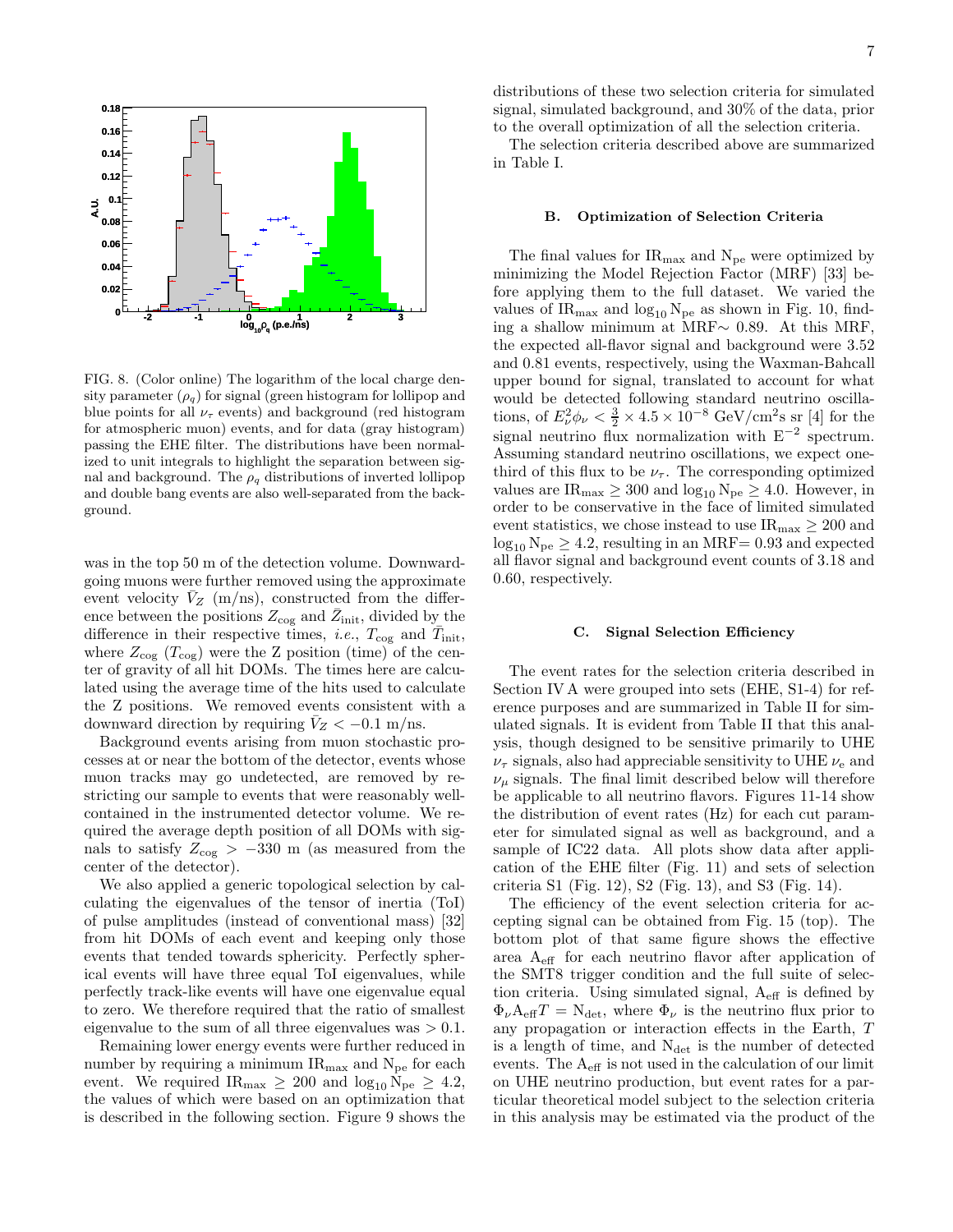FIG. 8. (Color online) The logarithm of the local charge density parameter ($\rho_q$) for signal (green histogram for lollipop and blue points for all $\nu_\tau$ events) and background (red histogram for atmospheric muon) events, and for data (gray histogram) passing the EHE filter. The distributions have been normalized to unit integrals to highlight the separation between signal and background. The $\rho_q$ distributions of inverted lollipop and double bang events are also well-separated from the background.

was in the top 50 m of the detection volume. Downward-going muons were further removed using the approximate event velocity $\bar{V}_Z$ (m/ns), constructed from the difference between the positions $Z_{\rm cog}$ and $\bar{Z}_{\rm init}$, divided by the difference in their respective times, *i.e.*, $T_{\rm cog}$ and $\bar{T}_{\rm init}$, where $Z_{\rm cog}$ ($T_{\rm cog}$) were the Z position (time) of the center of gravity of all hit DOMs. The times here are calculated using the average time of the hits used to calculate the Z positions. We removed events consistent with a downward direction by requiring $\bar{V}_Z < -0.1$ m/ns.

Background events arising from muon stochastic processes at or near the bottom of the detector, events whose muon tracks may go undetected, are removed by restricting our sample to events that were reasonably well-contained in the instrumented detector volume. We required the average depth position of all DOMs with signals to satisfy $Z_{\rm cog} > -330$ m (as measured from the center of the detector).

We also applied a generic topological selection by calculating the eigenvalues of the tensor of inertia (ToI) of pulse amplitudes (instead of conventional mass) [32] from hit DOMs of each event and keeping only those events that tended towards sphericity. Perfectly spherical events will have three equal ToI eigenvalues, while perfectly track-like events will have one eigenvalue equal to zero. We therefore required that the ratio of smallest eigenvalue to the sum of all three eigenvalues was $> 0.1$.

Remaining lower energy events were further reduced in number by requiring a minimum $\rm IR_{max}$ and $\rm N_{pe}$ for each event. We required $\rm IR_{max} \geq 200$ and $\log_{10} \rm N_{pe} \geq 4.2$, the values of which were based on an optimization that is described in the following section. Figure 9 shows the distributions of these two selection criteria for simulated signal, simulated background, and 30% of the data, prior to the overall optimization of all the selection criteria.

The selection criteria described above are summarized in Table I.

### B. Optimization of Selection Criteria

The final values for $\rm IR_{max}$ and $\rm N_{pe}$ were optimized by minimizing the Model Rejection Factor (MRF) [33] before applying them to the full dataset. We varied the values of $\rm IR_{max}$ and $\log_{10} \rm N_{pe}$ as shown in Fig. 10, finding a shallow minimum at MRF$\sim$ 0.89. At this MRF, the expected all-flavor signal and background were 3.52 and 0.81 events, respectively, using the Waxman-Bahcall upper bound for signal, translated to account for what would be detected following standard neutrino oscillations, of $E_\nu^2 \phi_\nu < \frac{3}{2} \times 4.5 \times 10^{-8}$ GeV/cm$^2$s sr [4] for the signal neutrino flux normalization with $\rm E^{-2}$ spectrum. Assuming standard neutrino oscillations, we expect one-third of this flux to be $\nu_\tau$. The corresponding optimized values are $\rm IR_{max} \geq 300$ and $\log_{10} \rm N_{pe} \geq 4.0$. However, in order to be conservative in the face of limited simulated event statistics, we chose instead to use $\rm IR_{max} \geq 200$ and $\log_{10} \rm N_{pe} \geq 4.2$, resulting in an MRF$=$ 0.93 and expected all flavor signal and background event counts of 3.18 and 0.60, respectively.

### C. Signal Selection Efficiency

The event rates for the selection criteria described in Section IV A were grouped into sets (EHE, S1-4) for reference purposes and are summarized in Table II for simulated signals. It is evident from Table II that this analysis, though designed to be sensitive primarily to UHE $\nu_\tau$ signals, also had appreciable sensitivity to UHE $\nu_e$ and $\nu_\mu$ signals. The final limit described below will therefore be applicable to all neutrino flavors. Figures 11-14 show the distribution of event rates (Hz) for each cut parameter for simulated signal as well as background, and a sample of IC22 data. All plots show data after application of the EHE filter (Fig. 11) and sets of selection criteria S1 (Fig. 12), S2 (Fig. 13), and S3 (Fig. 14).

The efficiency of the event selection criteria for accepting signal can be obtained from Fig. 15 (top). The bottom plot of that same figure shows the effective area $\rm A_{eff}$ for each neutrino flavor after application of the SMT8 trigger condition and the full suite of selection criteria. Using simulated signal, $\rm A_{eff}$ is defined by $\Phi_\nu \rm A_{eff} \it T = \rm N_{det}$, where $\Phi_\nu$ is the neutrino flux prior to any propagation or interaction effects in the Earth, $T$ is a length of time, and $\rm N_{det}$ is the number of detected events. The $\rm A_{eff}$ is not used in the calculation of our limit on UHE neutrino production, but event rates for a particular theoretical model subject to the selection criteria in this analysis may be estimated via the product of the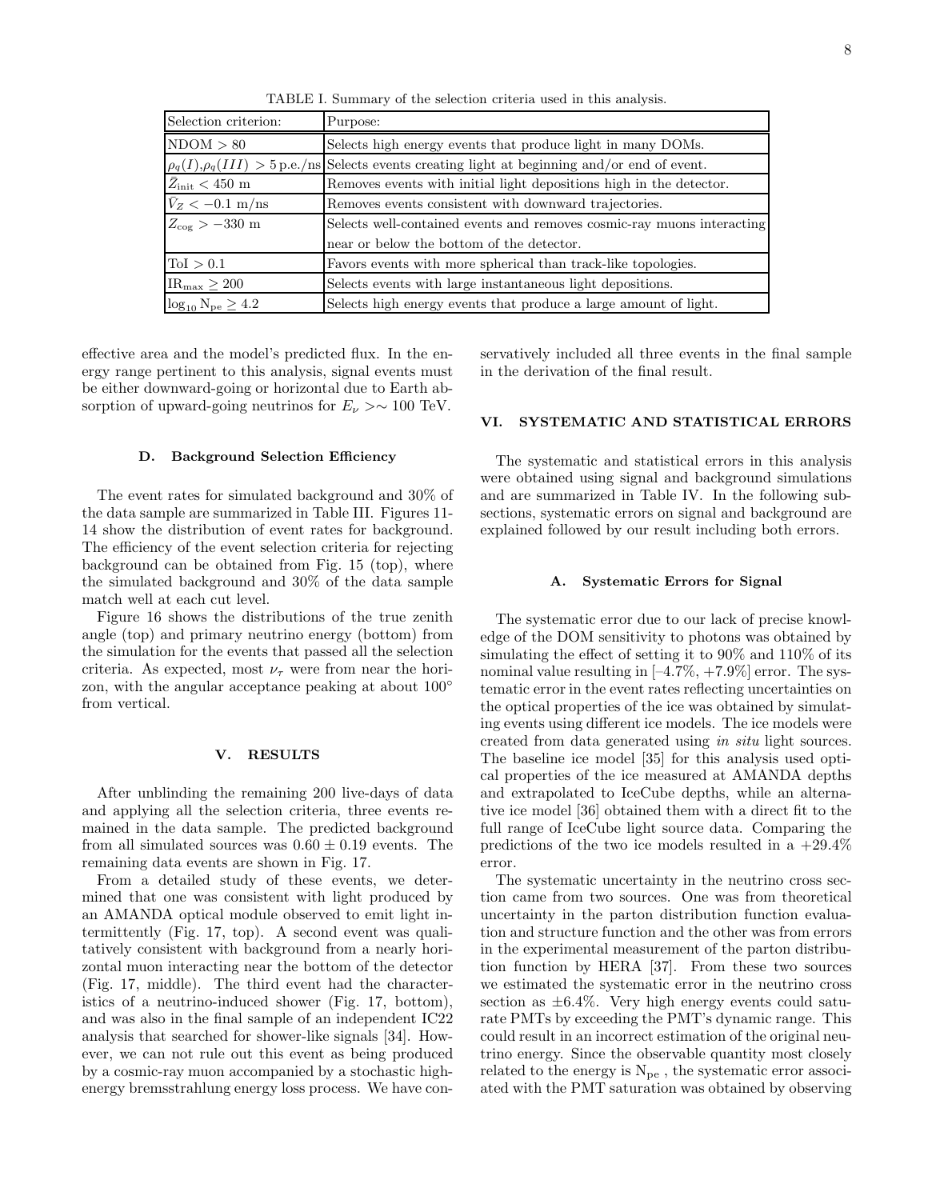TABLE I. Summary of the selection criteria used in this analysis.

| Selection criterion: | Purpose: |
|---|---|
| NDOM > 80 | Selects high energy events that produce light in many DOMs. |
| $\rho_q(I)$,$\rho_q(III)$ > 5 p.e./ns | Selects events creating light at beginning and/or end of event. |
| $\bar{Z}_{\rm init} < 450$ m | Removes events with initial light depositions high in the detector. |
| $\bar{V}_Z < -0.1$ m/ns | Removes events consistent with downward trajectories. |
| $Z_{\rm cog} > -330$ m | Selects well-contained events and removes cosmic-ray muons interacting near or below the bottom of the detector. |
| ToI > 0.1 | Favors events with more spherical than track-like topologies. |
| $\mathrm{IR}_{\max} \geq 200$ | Selects events with large instantaneous light depositions. |
| $\log_{10} \mathrm{N_{pe}} \geq 4.2$ | Selects high energy events that produce a large amount of light. |

effective area and the model's predicted flux. In the energy range pertinent to this analysis, signal events must be either downward-going or horizontal due to Earth absorption of upward-going neutrinos for $E_\nu >\sim 100$ TeV.

### D. Background Selection Efficiency

The event rates for simulated background and 30% of the data sample are summarized in Table III. Figures 11-14 show the distribution of event rates for background. The efficiency of the event selection criteria for rejecting background can be obtained from Fig. 15 (top), where the simulated background and 30% of the data sample match well at each cut level.

Figure 16 shows the distributions of the true zenith angle (top) and primary neutrino energy (bottom) from the simulation for the events that passed all the selection criteria. As expected, most $\nu_\tau$ were from near the horizon, with the angular acceptance peaking at about 100° from vertical.

## V. RESULTS

After unblinding the remaining 200 live-days of data and applying all the selection criteria, three events remained in the data sample. The predicted background from all simulated sources was $0.60 \pm 0.19$ events. The remaining data events are shown in Fig. 17.

From a detailed study of these events, we determined that one was consistent with light produced by an AMANDA optical module observed to emit light intermittently (Fig. 17, top). A second event was qualitatively consistent with background from a nearly horizontal muon interacting near the bottom of the detector (Fig. 17, middle). The third event had the characteristics of a neutrino-induced shower (Fig. 17, bottom), and was also in the final sample of an independent IC22 analysis that searched for shower-like signals [34]. However, we can not rule out this event as being produced by a cosmic-ray muon accompanied by a stochastic high-energy bremsstrahlung energy loss process. We have conservatively included all three events in the final sample in the derivation of the final result.

## VI. SYSTEMATIC AND STATISTICAL ERRORS

The systematic and statistical errors in this analysis were obtained using signal and background simulations and are summarized in Table IV. In the following subsections, systematic errors on signal and background are explained followed by our result including both errors.

### A. Systematic Errors for Signal

The systematic error due to our lack of precise knowledge of the DOM sensitivity to photons was obtained by simulating the effect of setting it to 90% and 110% of its nominal value resulting in [–4.7%, +7.9%] error. The systematic error in the event rates reflecting uncertainties on the optical properties of the ice was obtained by simulating events using different ice models. The ice models were created from data generated using *in situ* light sources. The baseline ice model [35] for this analysis used optical properties of the ice measured at AMANDA depths and extrapolated to IceCube depths, while an alternative ice model [36] obtained them with a direct fit to the full range of IceCube light source data. Comparing the predictions of the two ice models resulted in a +29.4% error.

The systematic uncertainty in the neutrino cross section came from two sources. One was from theoretical uncertainty in the parton distribution function evaluation and structure function and the other was from errors in the experimental measurement of the parton distribution function by HERA [37]. From these two sources we estimated the systematic error in the neutrino cross section as ±6.4%. Very high energy events could saturate PMTs by exceeding the PMT's dynamic range. This could result in an incorrect estimation of the original neutrino energy. Since the observable quantity most closely related to the energy is $\mathrm{N_{pe}}$ , the systematic error associated with the PMT saturation was obtained by observing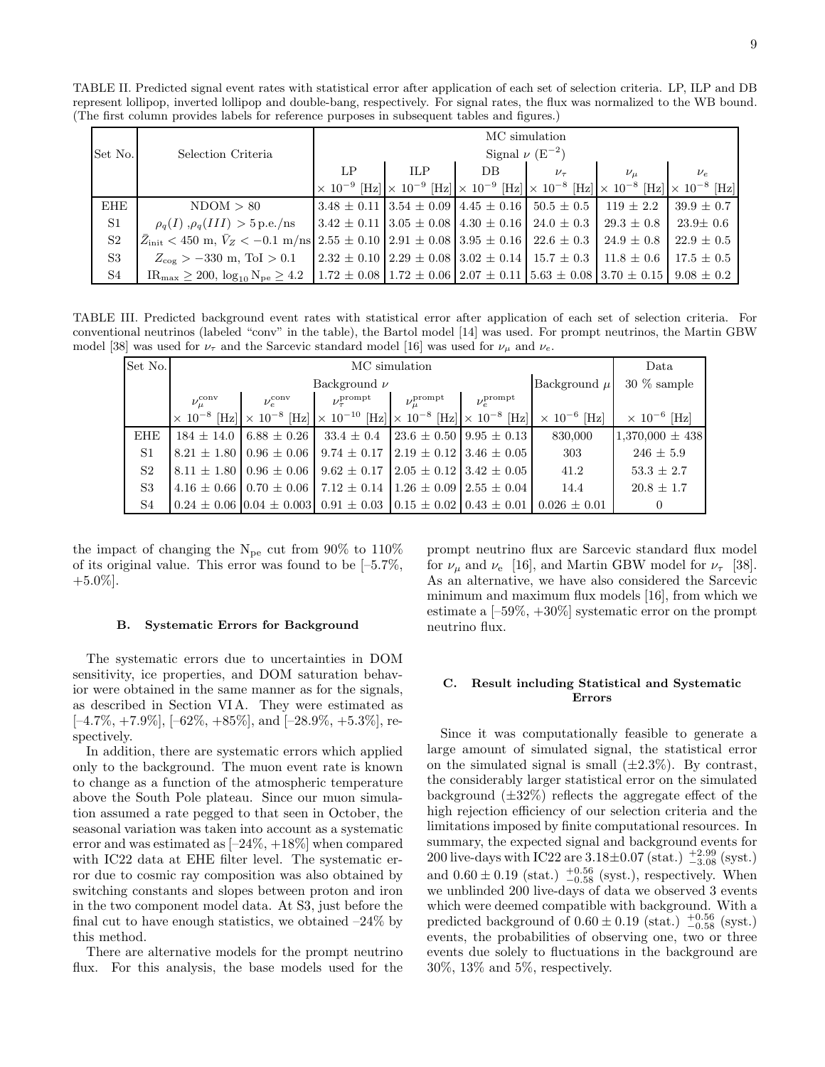TABLE II. Predicted signal event rates with statistical error after application of each set of selection criteria. LP, ILP and DB represent lollipop, inverted lollipop and double-bang, respectively. For signal rates, the flux was normalized to the WB bound. (The first column provides labels for reference purposes in subsequent tables and figures.)

| Set No. | Selection Criteria | MC simulation | | | | | |
|---|---|---|---|---|---|---|---|
| | | Signal $\nu$ ($E^{-2}$) | | | | | |
| | | LP | ILP | DB | $\nu_\tau$ | $\nu_\mu$ | $\nu_e$ |
| | | $\times 10^{-9}$ [Hz] | $\times 10^{-9}$ [Hz] | $\times 10^{-9}$ [Hz] | $\times 10^{-8}$ [Hz] | $\times 10^{-8}$ [Hz] | $\times 10^{-8}$ [Hz] |
| EHE | NDOM > 80 | 3.48 ± 0.11 | 3.54 ± 0.09 | 4.45 ± 0.16 | 50.5 ± 0.5 | 119 ± 2.2 | 39.9 ± 0.7 |
| S1 | $\rho_q(I)$ ,$\rho_q(III) > 5$ p.e./ns | 3.42 ± 0.11 | 3.05 ± 0.08 | 4.30 ± 0.16 | 24.0 ± 0.3 | 29.3 ± 0.8 | 23.9± 0.6 |
| S2 | $\bar{Z}_{\rm init} < 450$ m, $\bar{V}_Z < -0.1$ m/ns | 2.55 ± 0.10 | 2.91 ± 0.08 | 3.95 ± 0.16 | 22.6 ± 0.3 | 24.9 ± 0.8 | 22.9 ± 0.5 |
| S3 | $Z_{\rm cog} > -330$ m, ToI > 0.1 | 2.32 ± 0.10 | 2.29 ± 0.08 | 3.02 ± 0.14 | 15.7 ± 0.3 | 11.8 ± 0.6 | 17.5 ± 0.5 |
| S4 | $\mathrm{IR_{max}} \geq 200$, $\log_{10} \mathrm{N_{pe}} \geq 4.2$ | 1.72 ± 0.08 | 1.72 ± 0.06 | 2.07 ± 0.11 | 5.63 ± 0.08 | 3.70 ± 0.15 | 9.08 ± 0.2 |

TABLE III. Predicted background event rates with statistical error after application of each set of selection criteria. For conventional neutrinos (labeled "conv" in the table), the Bartol model [14] was used. For prompt neutrinos, the Martin GBW model [38] was used for $\nu_\tau$ and the Sarcevic standard model [16] was used for $\nu_\mu$ and $\nu_e$.

| Set No. | MC simulation | | | | | | Data |
|---|---|---|---|---|---|---|---|
| | Background $\nu$ | | | | | Background $\mu$ | 30 % sample |
| | $\nu_\mu^{\rm conv}$ | $\nu_e^{\rm conv}$ | $\nu_\tau^{\rm prompt}$ | $\nu_\mu^{\rm prompt}$ | $\nu_e^{\rm prompt}$ | | |
| | $\times 10^{-8}$ [Hz] | $\times 10^{-8}$ [Hz] | $\times 10^{-10}$ [Hz] | $\times 10^{-8}$ [Hz] | $\times 10^{-8}$ [Hz] | $\times 10^{-6}$ [Hz] | $\times 10^{-6}$ [Hz] |
| EHE | 184 ± 14.0 | 6.88 ± 0.26 | 33.4 ± 0.4 | 23.6 ± 0.50 | 9.95 ± 0.13 | 830,000 | 1,370,000 ± 438 |
| S1 | 8.21 ± 1.80 | 0.96 ± 0.06 | 9.74 ± 0.17 | 2.19 ± 0.12 | 3.46 ± 0.05 | 303 | 246 ± 5.9 |
| S2 | 8.11 ± 1.80 | 0.96 ± 0.06 | 9.62 ± 0.17 | 2.05 ± 0.12 | 3.42 ± 0.05 | 41.2 | 53.3 ± 2.7 |
| S3 | 4.16 ± 0.66 | 0.70 ± 0.06 | 7.12 ± 0.14 | 1.26 ± 0.09 | 2.55 ± 0.04 | 14.4 | 20.8 ± 1.7 |
| S4 | 0.24 ± 0.06 | 0.04 ± 0.003 | 0.91 ± 0.03 | 0.15 ± 0.02 | 0.43 ± 0.01 | 0.026 ± 0.01 | 0 |

the impact of changing the $N_{\rm pe}$ cut from 90% to 110% of its original value. This error was found to be [–5.7%, +5.0%].

### B. Systematic Errors for Background

The systematic errors due to uncertainties in DOM sensitivity, ice properties, and DOM saturation behavior were obtained in the same manner as for the signals, as described in Section VI A. They were estimated as [–4.7%, +7.9%], [–62%, +85%], and [–28.9%, +5.3%], respectively.

In addition, there are systematic errors which applied only to the background. The muon event rate is known to change as a function of the atmospheric temperature above the South Pole plateau. Since our muon simulation assumed a rate pegged to that seen in October, the seasonal variation was taken into account as a systematic error and was estimated as [–24%, +18%] when compared with IC22 data at EHE filter level. The systematic error due to cosmic ray composition was also obtained by switching constants and slopes between proton and iron in the two component model data. At S3, just before the final cut to have enough statistics, we obtained –24% by this method.

There are alternative models for the prompt neutrino flux. For this analysis, the base models used for the prompt neutrino flux are Sarcevic standard flux model for $\nu_\mu$ and $\nu_e$ [16], and Martin GBW model for $\nu_\tau$ [38]. As an alternative, we have also considered the Sarcevic minimum and maximum flux models [16], from which we estimate a [–59%, +30%] systematic error on the prompt neutrino flux.

### C. Result including Statistical and Systematic Errors

Since it was computationally feasible to generate a large amount of simulated signal, the statistical error on the simulated signal is small (±2.3%). By contrast, the considerably larger statistical error on the simulated background (±32%) reflects the aggregate effect of the high rejection efficiency of our selection criteria and the limitations imposed by finite computational resources. In summary, the expected signal and background events for 200 live-days with IC22 are $3.18 \pm 0.07$ (stat.) $^{+2.99}_{-3.08}$ (syst.) and $0.60 \pm 0.19$ (stat.) $^{+0.56}_{-0.58}$ (syst.), respectively. When we unblinded 200 live-days of data we observed 3 events which were deemed compatible with background. With a predicted background of $0.60 \pm 0.19$ (stat.) $^{+0.56}_{-0.58}$ (syst.) events, the probabilities of observing one, two or three events due solely to fluctuations in the background are 30%, 13% and 5%, respectively.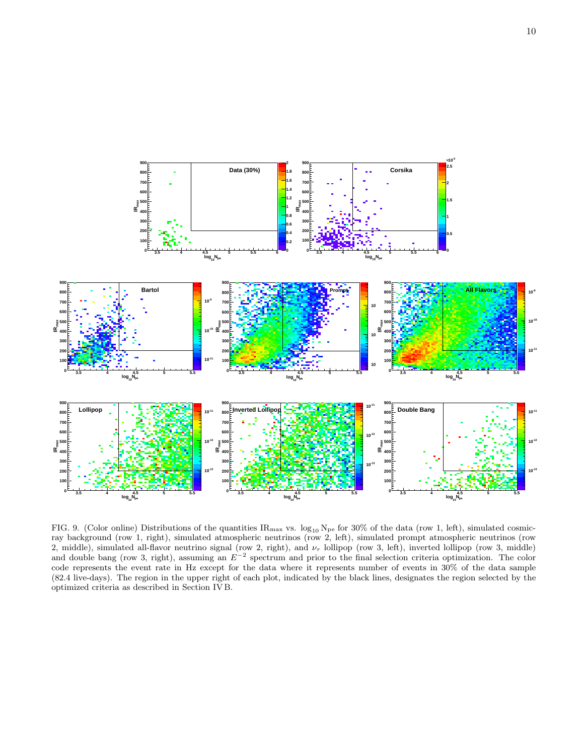FIG. 9. (Color online) Distributions of the quantities $\mathrm{IR}_{\max}$ vs. $\log_{10} \mathrm{N}_{\mathrm{pe}}$ for 30% of the data (row 1, left), simulated cosmic-ray background (row 1, right), simulated atmospheric neutrinos (row 2, left), simulated prompt atmospheric neutrinos (row 2, middle), simulated all-flavor neutrino signal (row 2, right), and $\nu_\tau$ lollipop (row 3, left), inverted lollipop (row 3, middle) and double bang (row 3, right), assuming an $E^{-2}$ spectrum and prior to the final selection criteria optimization. The color code represents the event rate in Hz except for the data where it represents number of events in 30% of the data sample (82.4 live-days). The region in the upper right of each plot, indicated by the black lines, designates the region selected by the optimized criteria as described in Section IV B.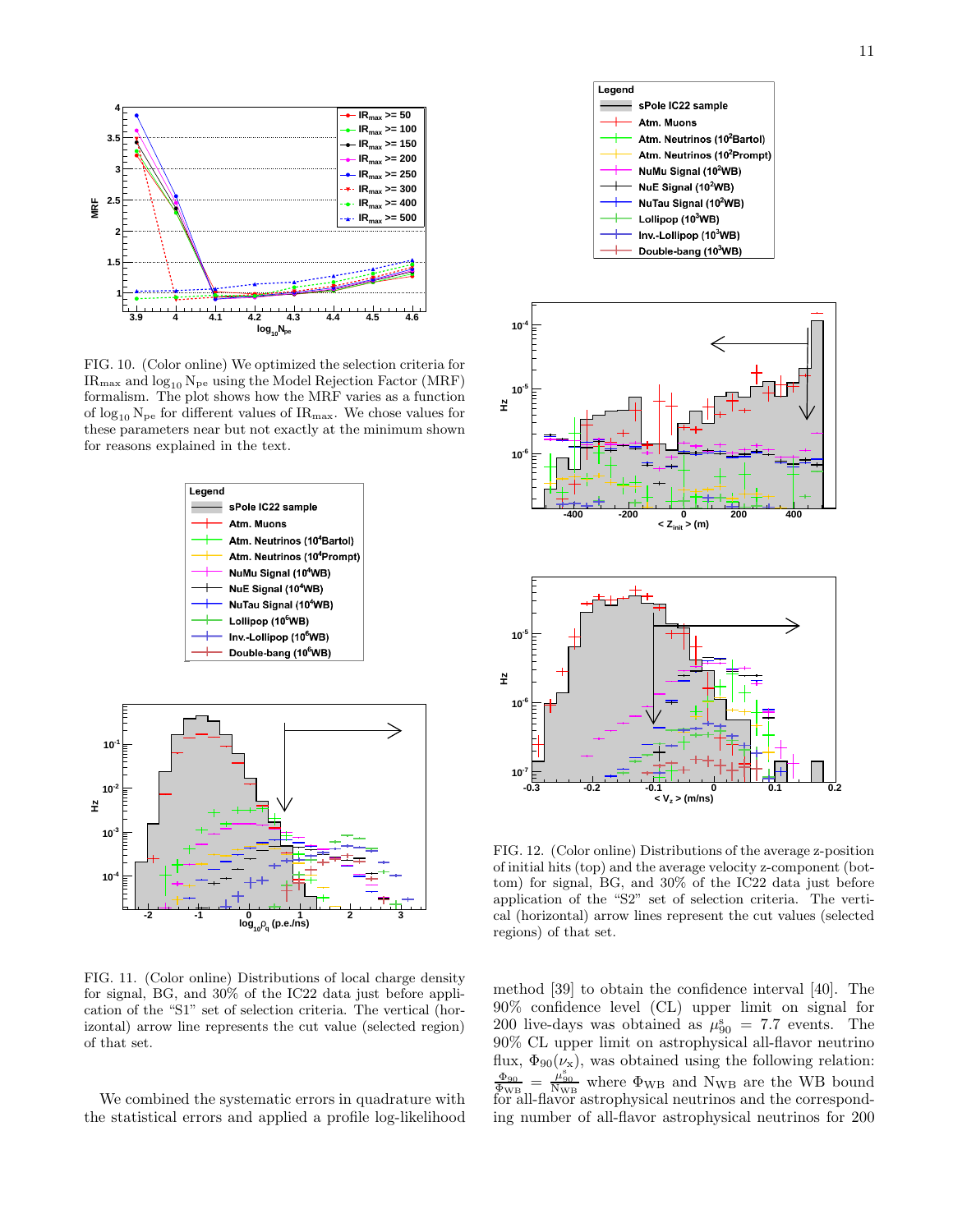FIG. 10. (Color online) We optimized the selection criteria for $\mathrm{IR}_{\max}$ and $\log_{10} \mathrm{N}_{\mathrm{pe}}$ using the Model Rejection Factor (MRF) formalism. The plot shows how the MRF varies as a function of $\log_{10} \mathrm{N}_{\mathrm{pe}}$ for different values of $\mathrm{IR}_{\max}$. We chose values for these parameters near but not exactly at the minimum shown for reasons explained in the text.

FIG. 11. (Color online) Distributions of local charge density for signal, BG, and 30% of the IC22 data just before application of the "S1" set of selection criteria. The vertical (horizontal) arrow line represents the cut value (selected region) of that set.

We combined the systematic errors in quadrature with the statistical errors and applied a profile log-likelihood method [39] to obtain the confidence interval [40]. The 90% confidence level (CL) upper limit on signal for 200 live-days was obtained as $\mu^{s}_{90} = 7.7$ events. The 90% CL upper limit on astrophysical all-flavor neutrino flux, $\Phi_{90}(\nu_x)$, was obtained using the following relation: $\frac{\Phi_{90}}{\Phi_{\mathrm{WB}}} = \frac{\mu^{s}_{90}}{\mathrm{N}_{\mathrm{WB}}}$ where $\Phi_{\mathrm{WB}}$ and $\mathrm{N}_{\mathrm{WB}}$ are the WB bound for all-flavor astrophysical neutrinos and the corresponding number of all-flavor astrophysical neutrinos for 200

FIG. 12. (Color online) Distributions of the average z-position of initial hits (top) and the average velocity z-component (bottom) for signal, BG, and 30% of the IC22 data just before application of the "S2" set of selection criteria. The vertical (horizontal) arrow lines represent the cut values (selected regions) of that set.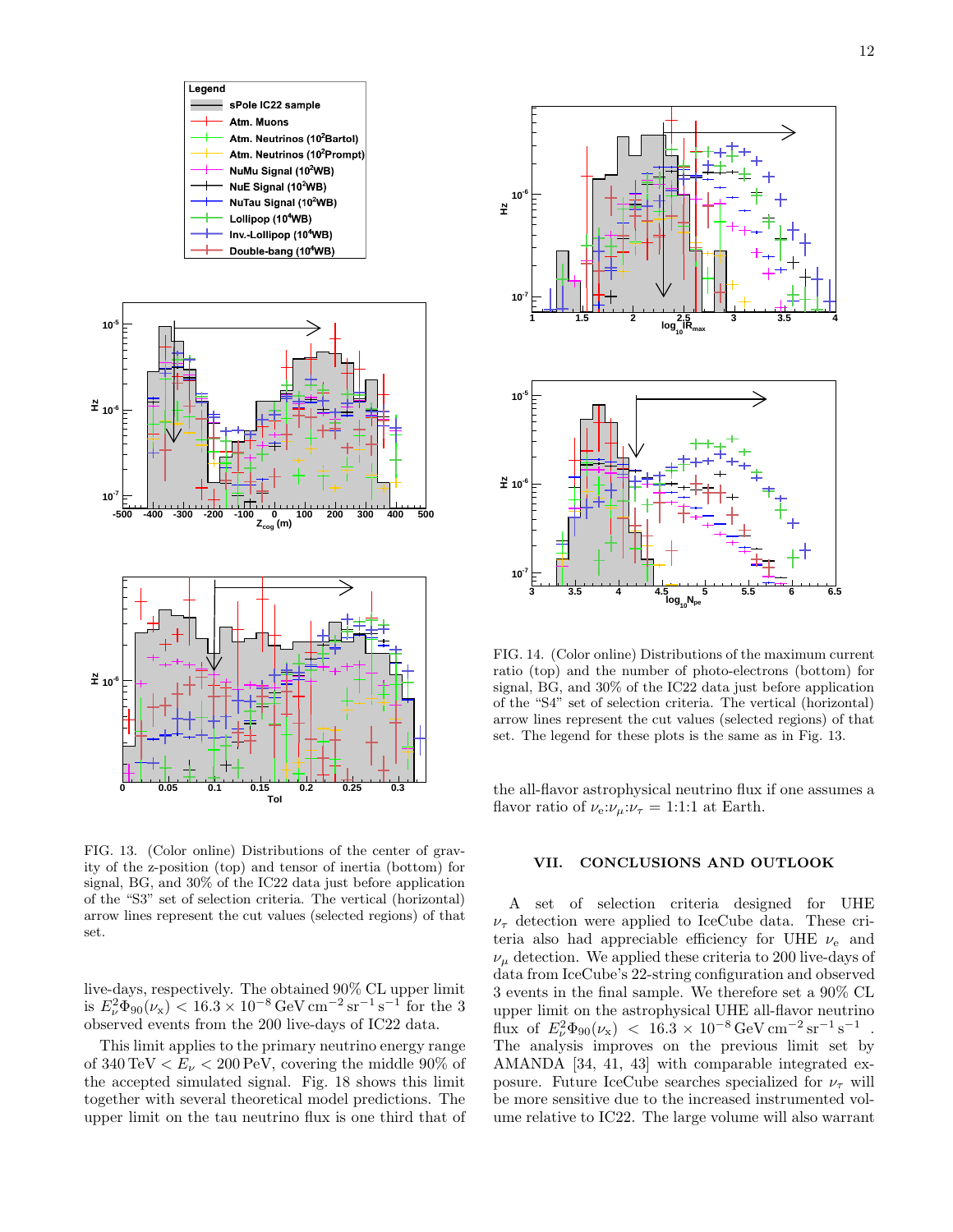FIG. 13. (Color online) Distributions of the center of gravity of the z-position (top) and tensor of inertia (bottom) for signal, BG, and 30% of the IC22 data just before application of the "S3" set of selection criteria. The vertical (horizontal) arrow lines represent the cut values (selected regions) of that set.

FIG. 14. (Color online) Distributions of the maximum current ratio (top) and the number of photo-electrons (bottom) for signal, BG, and 30% of the IC22 data just before application of the "S4" set of selection criteria. The vertical (horizontal) arrow lines represent the cut values (selected regions) of that set. The legend for these plots is the same as in Fig. 13.

live-days, respectively. The obtained 90% CL upper limit is $E_\nu^2 \Phi_{90}(\nu_x) < 16.3 \times 10^{-8}\,\mathrm{GeV\,cm^{-2}\,sr^{-1}\,s^{-1}}$ for the 3 observed events from the 200 live-days of IC22 data.

This limit applies to the primary neutrino energy range of 340 TeV $< E_\nu <$ 200 PeV, covering the middle 90% of the accepted simulated signal. Fig. 18 shows this limit together with several theoretical model predictions. The upper limit on the tau neutrino flux is one third that of the all-flavor astrophysical neutrino flux if one assumes a flavor ratio of $\nu_e$:$\nu_\mu$:$\nu_\tau$ = 1:1:1 at Earth.

## VII. CONCLUSIONS AND OUTLOOK

A set of selection criteria designed for UHE $\nu_\tau$ detection were applied to IceCube data. These criteria also had appreciable efficiency for UHE $\nu_e$ and $\nu_\mu$ detection. We applied these criteria to 200 live-days of data from IceCube's 22-string configuration and observed 3 events in the final sample. We therefore set a 90% CL upper limit on the astrophysical UHE all-flavor neutrino flux of $E_\nu^2 \Phi_{90}(\nu_x) < 16.3 \times 10^{-8}\,\mathrm{GeV\,cm^{-2}\,sr^{-1}\,s^{-1}}$ . The analysis improves on the previous limit set by AMANDA [34, 41, 43] with comparable integrated exposure. Future IceCube searches specialized for $\nu_\tau$ will be more sensitive due to the increased instrumented volume relative to IC22. The large volume will also warrant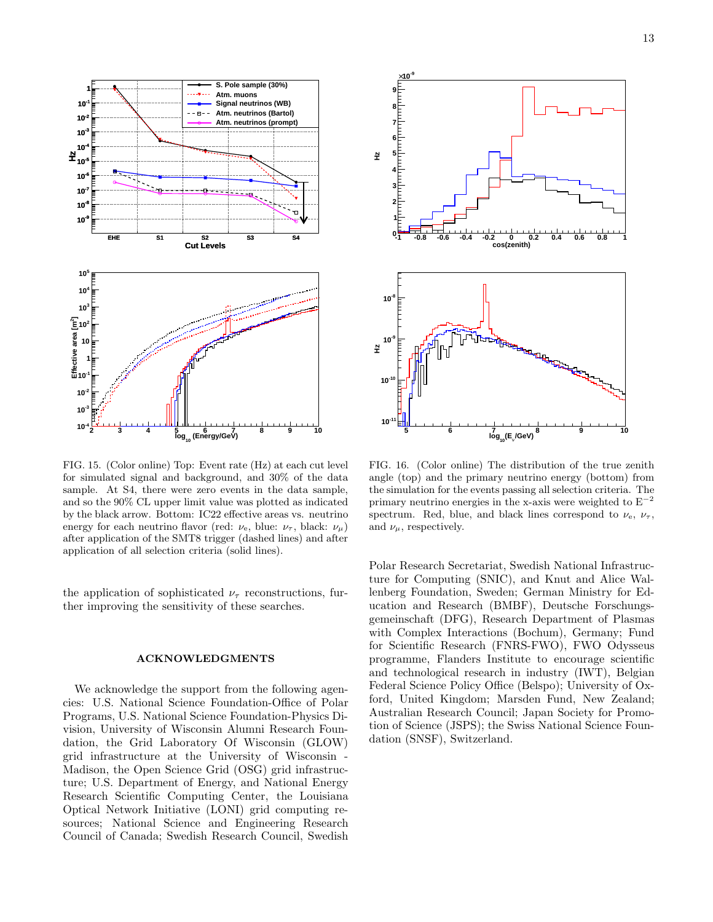FIG. 15. (Color online) Top: Event rate (Hz) at each cut level for simulated signal and background, and 30% of the data sample. At S4, there were zero events in the data sample, and so the 90% CL upper limit value was plotted as indicated by the black arrow. Bottom: IC22 effective areas vs. neutrino energy for each neutrino flavor (red: $\nu_e$, blue: $\nu_\tau$, black: $\nu_\mu$) after application of the SMT8 trigger (dashed lines) and after application of all selection criteria (solid lines).

FIG. 16. (Color online) The distribution of the true zenith angle (top) and the primary neutrino energy (bottom) from the simulation for the events passing all selection criteria. The primary neutrino energies in the x-axis were weighted to $E^{-2}$ spectrum. Red, blue, and black lines correspond to $\nu_e$, $\nu_\tau$, and $\nu_\mu$, respectively.

the application of sophisticated $\nu_\tau$ reconstructions, further improving the sensitivity of these searches.

## ACKNOWLEDGMENTS

We acknowledge the support from the following agencies: U.S. National Science Foundation-Office of Polar Programs, U.S. National Science Foundation-Physics Division, University of Wisconsin Alumni Research Foundation, the Grid Laboratory Of Wisconsin (GLOW) grid infrastructure at the University of Wisconsin - Madison, the Open Science Grid (OSG) grid infrastructure; U.S. Department of Energy, and National Energy Research Scientific Computing Center, the Louisiana Optical Network Initiative (LONI) grid computing resources; National Science and Engineering Research Council of Canada; Swedish Research Council, Swedish Polar Research Secretariat, Swedish National Infrastructure for Computing (SNIC), and Knut and Alice Wallenberg Foundation, Sweden; German Ministry for Education and Research (BMBF), Deutsche Forschungsgemeinschaft (DFG), Research Department of Plasmas with Complex Interactions (Bochum), Germany; Fund for Scientific Research (FNRS-FWO), FWO Odysseus programme, Flanders Institute to encourage scientific and technological research in industry (IWT), Belgian Federal Science Policy Office (Belspo); University of Oxford, United Kingdom; Marsden Fund, New Zealand; Australian Research Council; Japan Society for Promotion of Science (JSPS); the Swiss National Science Foundation (SNSF), Switzerland.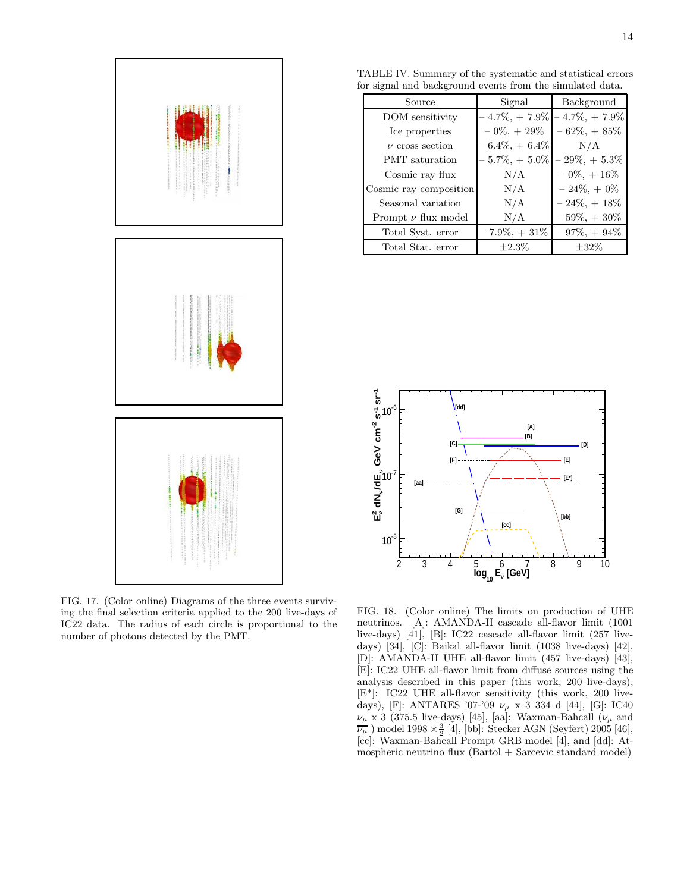TABLE IV. Summary of the systematic and statistical errors for signal and background events from the simulated data.

| Source | Signal | Background |
|---|---|---|
| DOM sensitivity | – 4.7%, + 7.9% | – 4.7%, + 7.9% |
| Ice properties | – 0%, + 29% | – 62%, + 85% |
| $\nu$ cross section | – 6.4%, + 6.4% | N/A |
| PMT saturation | – 5.7%, + 5.0% | – 29%, + 5.3% |
| Cosmic ray flux | N/A | – 0%, + 16% |
| Cosmic ray composition | N/A | – 24%, + 0% |
| Seasonal variation | N/A | – 24%, + 18% |
| Prompt $\nu$ flux model | N/A | – 59%, + 30% |
| Total Syst. error | – 7.9%, + 31% | – 97%, + 94% |
| Total Stat. error | ±2.3% | ±32% |

FIG. 17. (Color online) Diagrams of the three events surviving the final selection criteria applied to the 200 live-days of IC22 data. The radius of each circle is proportional to the number of photons detected by the PMT.

FIG. 18. (Color online) The limits on production of UHE neutrinos. [A]: AMANDA-II cascade all-flavor limit (1001 live-days) [41], [B]: IC22 cascade all-flavor limit (257 live-days) [34], [C]: Baikal all-flavor limit (1038 live-days) [42], [D]: AMANDA-II UHE all-flavor limit (457 live-days) [43], [E]: IC22 UHE all-flavor limit from diffuse sources using the analysis described in this paper (this work, 200 live-days), [E*]: IC22 UHE all-flavor sensitivity (this work, 200 live-days), [F]: ANTARES '07-'09 $\nu_\mu$ x 3 334 d [44], [G]: IC40 $\nu_\mu$ x 3 (375.5 live-days) [45], [aa]: Waxman-Bahcall ($\nu_\mu$ and $\overline{\nu_\mu}$ ) model 1998 $\times \frac{3}{2}$ [4], [bb]: Stecker AGN (Seyfert) 2005 [46], [cc]: Waxman-Bahcall Prompt GRB model [4], and [dd]: Atmospheric neutrino flux (Bartol + Sarcevic standard model)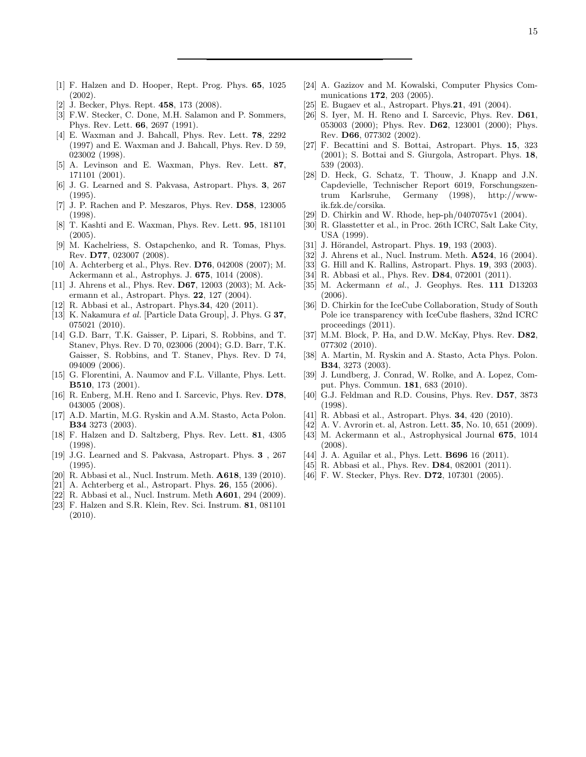[1] F. Halzen and D. Hooper, Rept. Prog. Phys. **65**, 1025 (2002).

[2] J. Becker, Phys. Rept. **458**, 173 (2008).

[3] F.W. Stecker, C. Done, M.H. Salamon and P. Sommers, Phys. Rev. Lett. **66**, 2697 (1991).

[4] E. Waxman and J. Bahcall, Phys. Rev. Lett. **78**, 2292 (1997) and E. Waxman and J. Bahcall, Phys. Rev. D 59, 023002 (1998).

[5] A. Levinson and E. Waxman, Phys. Rev. Lett. **87**, 171101 (2001).

[6] J. G. Learned and S. Pakvasa, Astropart. Phys. **3**, 267 (1995).

[7] J. P. Rachen and P. Meszaros, Phys. Rev. **D58**, 123005 (1998).

[8] T. Kashti and E. Waxman, Phys. Rev. Lett. **95**, 181101 (2005).

[9] M. Kachelriess, S. Ostapchenko, and R. Tomas, Phys. Rev. **D77**, 023007 (2008).

[10] A. Achterberg et al., Phys. Rev. **D76**, 042008 (2007); M. Ackermann et al., Astrophys. J. **675**, 1014 (2008).

[11] J. Ahrens et al., Phys. Rev. **D67**, 12003 (2003); M. Ackermann et al., Astropart. Phys. **22**, 127 (2004).

[12] R. Abbasi et al., Astropart. Phys.**34**, 420 (2011).

[13] K. Nakamura *et al.* [Particle Data Group], J. Phys. G **37**, 075021 (2010).

[14] G.D. Barr, T.K. Gaisser, P. Lipari, S. Robbins, and T. Stanev, Phys. Rev. D 70, 023006 (2004); G.D. Barr, T.K. Gaisser, S. Robbins, and T. Stanev, Phys. Rev. D 74, 094009 (2006).

[15] G. Florentini, A. Naumov and F.L. Villante, Phys. Lett. **B510**, 173 (2001).

[16] R. Enberg, M.H. Reno and I. Sarcevic, Phys. Rev. **D78**, 043005 (2008).

[17] A.D. Martin, M.G. Ryskin and A.M. Stasto, Acta Polon. **B34** 3273 (2003).

[18] F. Halzen and D. Saltzberg, Phys. Rev. Lett. **81**, 4305 (1998).

[19] J.G. Learned and S. Pakvasa, Astropart. Phys. **3** , 267 (1995).

[20] R. Abbasi et al., Nucl. Instrum. Meth. **A618**, 139 (2010).

[21] A. Achterberg et al., Astropart. Phys. **26**, 155 (2006).

[22] R. Abbasi et al., Nucl. Instrum. Meth **A601**, 294 (2009).

[23] F. Halzen and S.R. Klein, Rev. Sci. Instrum. **81**, 081101 (2010).

[24] A. Gazizov and M. Kowalski, Computer Physics Communications **172**, 203 (2005).

[25] E. Bugaev et al., Astropart. Phys.**21**, 491 (2004).

[26] S. Iyer, M. H. Reno and I. Sarcevic, Phys. Rev. **D61**, 053003 (2000); Phys. Rev. **D62**, 123001 (2000); Phys. Rev. **D66**, 077302 (2002).

[27] F. Becattini and S. Bottai, Astropart. Phys. **15**, 323 (2001); S. Bottai and S. Giurgola, Astropart. Phys. **18**, 539 (2003).

[28] D. Heck, G. Schatz, T. Thouw, J. Knapp and J.N. Capdevielle, Technischer Report 6019, Forschungszentrum Karlsruhe, Germany (1998), http://www-ik.fzk.de/corsika.

[29] D. Chirkin and W. Rhode, hep-ph/0407075v1 (2004).

[30] R. Glasstetter et al., in Proc. 26th ICRC, Salt Lake City, USA (1999).

[31] J. Hörandel, Astropart. Phys. **19**, 193 (2003).

[32] J. Ahrens et al., Nucl. Instrum. Meth. **A524**, 16 (2004).

[33] G. Hill and K. Rallins, Astropart. Phys. **19**, 393 (2003).

[34] R. Abbasi et al., Phys. Rev. **D84**, 072001 (2011).

[35] M. Ackermann *et al.*, J. Geophys. Res. **111** D13203 (2006).

[36] D. Chirkin for the IceCube Collaboration, Study of South Pole ice transparency with IceCube flashers, 32nd ICRC proceedings (2011).

[37] M.M. Block, P. Ha, and D.W. McKay, Phys. Rev. **D82**, 077302 (2010).

[38] A. Martin, M. Ryskin and A. Stasto, Acta Phys. Polon. **B34**, 3273 (2003).

[39] J. Lundberg, J. Conrad, W. Rolke, and A. Lopez, Comput. Phys. Commun. **181**, 683 (2010).

[40] G.J. Feldman and R.D. Cousins, Phys. Rev. **D57**, 3873 (1998).

[41] R. Abbasi et al., Astropart. Phys. **34**, 420 (2010).

[42] A. V. Avrorin et. al, Astron. Lett. **35**, No. 10, 651 (2009).

[43] M. Ackermann et al., Astrophysical Journal **675**, 1014 (2008).

[44] J. A. Aguilar et al., Phys. Lett. **B696** 16 (2011).

[45] R. Abbasi et al., Phys. Rev. **D84**, 082001 (2011).

[46] F. W. Stecker, Phys. Rev. **D72**, 107301 (2005).